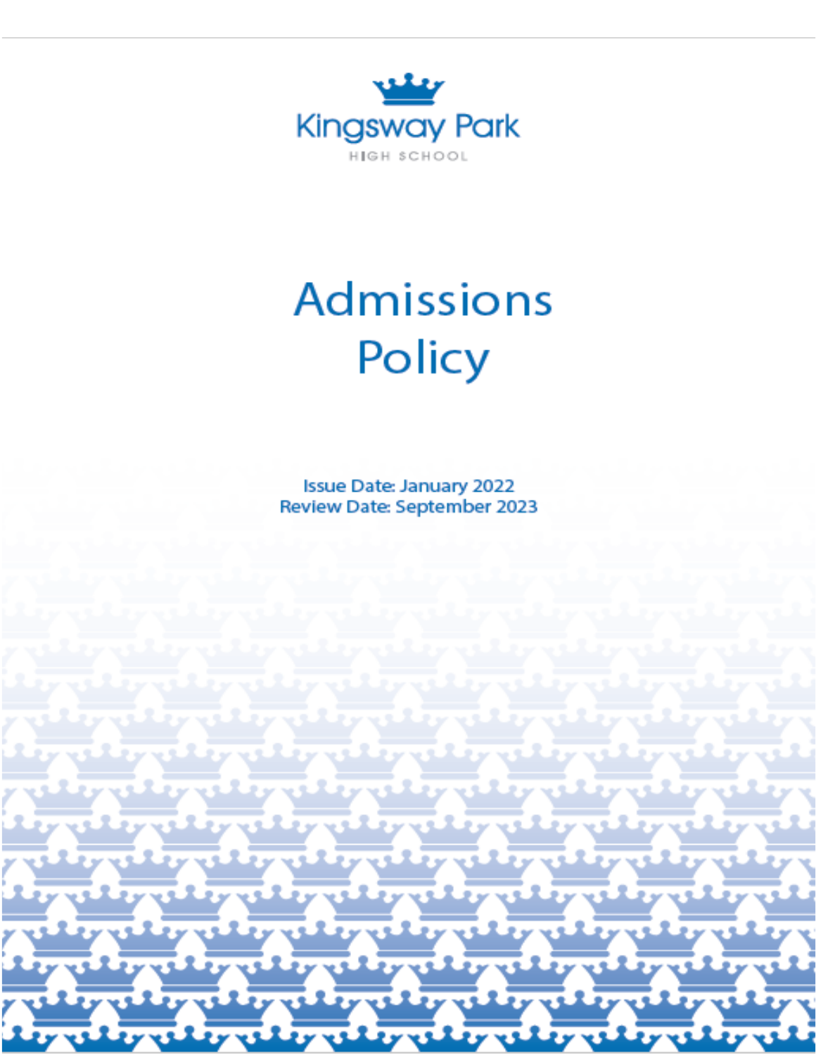Kingsway Park

HIGH SCHOOL

# Admissions Policy

Issue Date: January 2022
Review Date: September 2023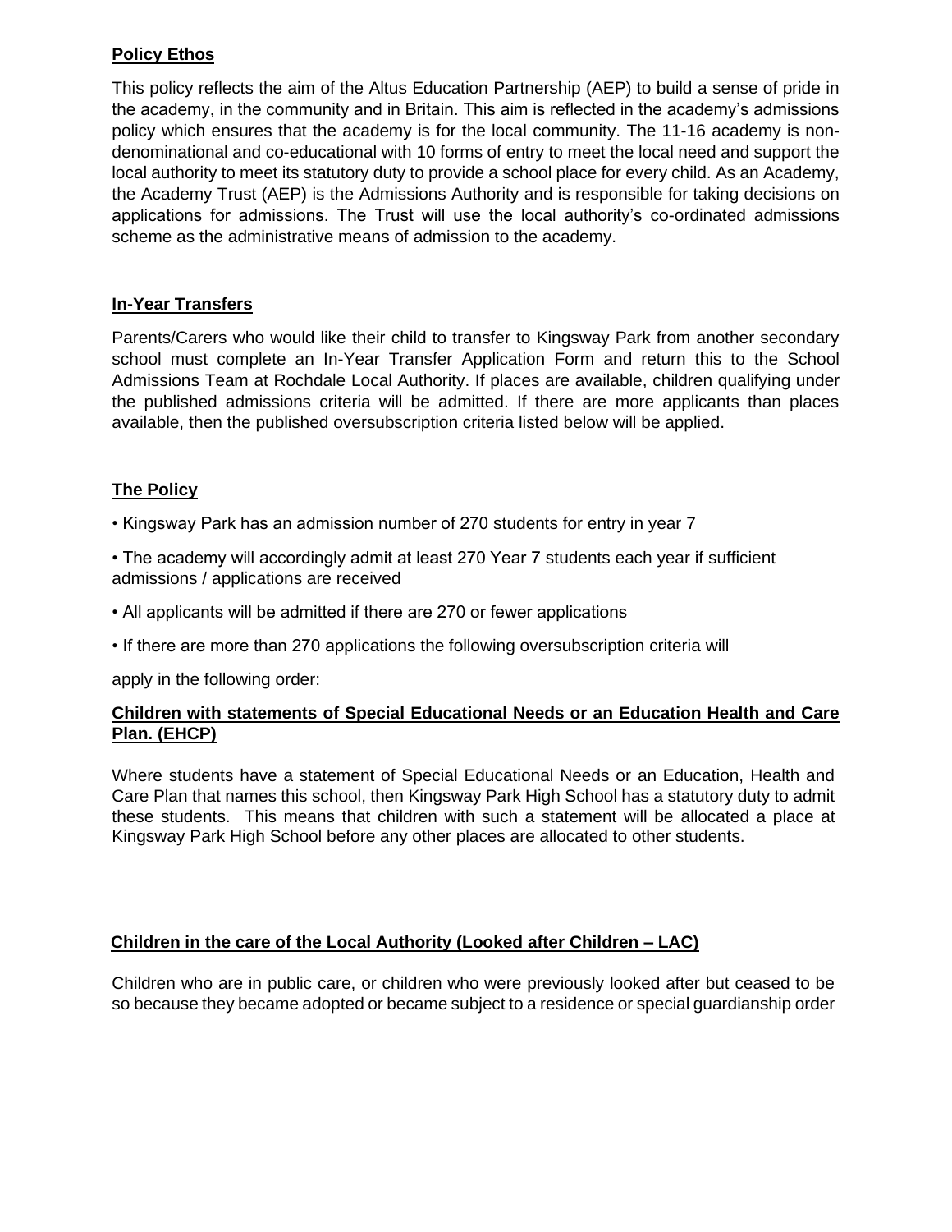## Policy Ethos

This policy reflects the aim of the Altus Education Partnership (AEP) to build a sense of pride in the academy, in the community and in Britain. This aim is reflected in the academy's admissions policy which ensures that the academy is for the local community. The 11-16 academy is non-denominational and co-educational with 10 forms of entry to meet the local need and support the local authority to meet its statutory duty to provide a school place for every child. As an Academy, the Academy Trust (AEP) is the Admissions Authority and is responsible for taking decisions on applications for admissions. The Trust will use the local authority's co-ordinated admissions scheme as the administrative means of admission to the academy.

## In-Year Transfers

Parents/Carers who would like their child to transfer to Kingsway Park from another secondary school must complete an In-Year Transfer Application Form and return this to the School Admissions Team at Rochdale Local Authority. If places are available, children qualifying under the published admissions criteria will be admitted. If there are more applicants than places available, then the published oversubscription criteria listed below will be applied.

## The Policy

- Kingsway Park has an admission number of 270 students for entry in year 7
- The academy will accordingly admit at least 270 Year 7 students each year if sufficient admissions / applications are received
- All applicants will be admitted if there are 270 or fewer applications
- If there are more than 270 applications the following oversubscription criteria will

apply in the following order:

### Children with statements of Special Educational Needs or an Education Health and Care Plan. (EHCP)

Where students have a statement of Special Educational Needs or an Education, Health and Care Plan that names this school, then Kingsway Park High School has a statutory duty to admit these students. This means that children with such a statement will be allocated a place at Kingsway Park High School before any other places are allocated to other students.

### Children in the care of the Local Authority (Looked after Children – LAC)

Children who are in public care, or children who were previously looked after but ceased to be so because they became adopted or became subject to a residence or special guardianship order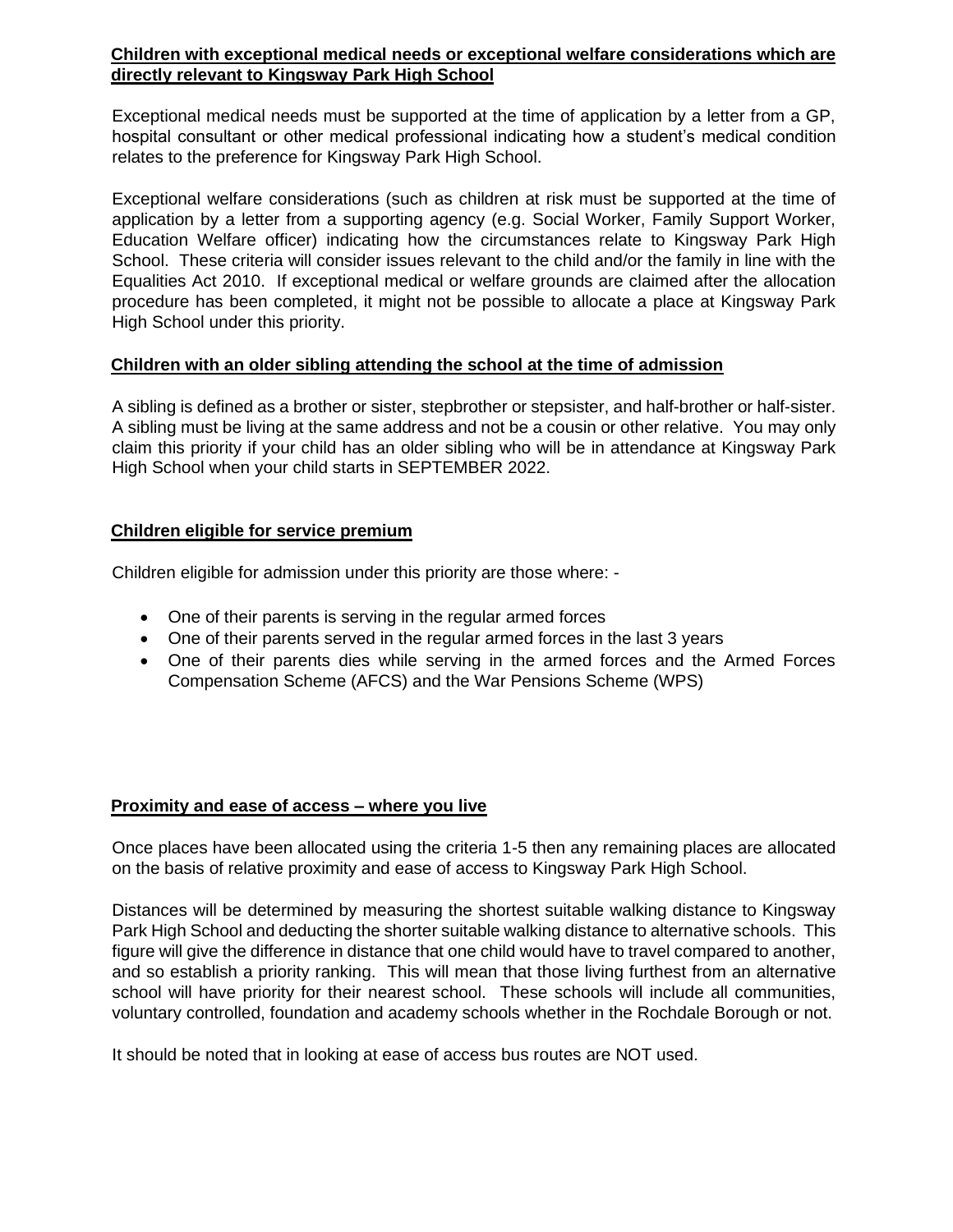**Children with exceptional medical needs or exceptional welfare considerations which are directly relevant to Kingsway Park High School**

Exceptional medical needs must be supported at the time of application by a letter from a GP, hospital consultant or other medical professional indicating how a student's medical condition relates to the preference for Kingsway Park High School.

Exceptional welfare considerations (such as children at risk must be supported at the time of application by a letter from a supporting agency (e.g. Social Worker, Family Support Worker, Education Welfare officer) indicating how the circumstances relate to Kingsway Park High School. These criteria will consider issues relevant to the child and/or the family in line with the Equalities Act 2010. If exceptional medical or welfare grounds are claimed after the allocation procedure has been completed, it might not be possible to allocate a place at Kingsway Park High School under this priority.

**Children with an older sibling attending the school at the time of admission**

A sibling is defined as a brother or sister, stepbrother or stepsister, and half-brother or half-sister. A sibling must be living at the same address and not be a cousin or other relative. You may only claim this priority if your child has an older sibling who will be in attendance at Kingsway Park High School when your child starts in SEPTEMBER 2022.

**Children eligible for service premium**

Children eligible for admission under this priority are those where: -

- One of their parents is serving in the regular armed forces
- One of their parents served in the regular armed forces in the last 3 years
- One of their parents dies while serving in the armed forces and the Armed Forces Compensation Scheme (AFCS) and the War Pensions Scheme (WPS)

**Proximity and ease of access – where you live**

Once places have been allocated using the criteria 1-5 then any remaining places are allocated on the basis of relative proximity and ease of access to Kingsway Park High School.

Distances will be determined by measuring the shortest suitable walking distance to Kingsway Park High School and deducting the shorter suitable walking distance to alternative schools. This figure will give the difference in distance that one child would have to travel compared to another, and so establish a priority ranking. This will mean that those living furthest from an alternative school will have priority for their nearest school. These schools will include all communities, voluntary controlled, foundation and academy schools whether in the Rochdale Borough or not.

It should be noted that in looking at ease of access bus routes are NOT used.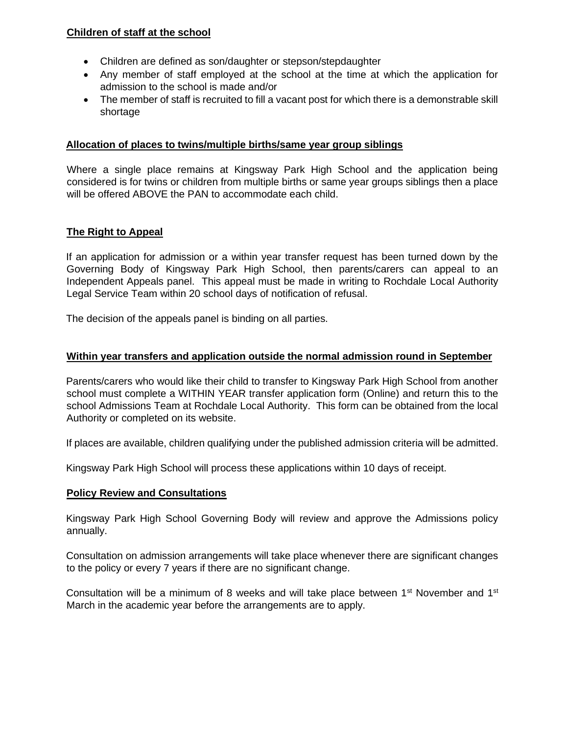**Children of staff at the school**

- Children are defined as son/daughter or stepson/stepdaughter
- Any member of staff employed at the school at the time at which the application for admission to the school is made and/or
- The member of staff is recruited to fill a vacant post for which there is a demonstrable skill shortage

**Allocation of places to twins/multiple births/same year group siblings**

Where a single place remains at Kingsway Park High School and the application being considered is for twins or children from multiple births or same year groups siblings then a place will be offered ABOVE the PAN to accommodate each child.

**The Right to Appeal**

If an application for admission or a within year transfer request has been turned down by the Governing Body of Kingsway Park High School, then parents/carers can appeal to an Independent Appeals panel. This appeal must be made in writing to Rochdale Local Authority Legal Service Team within 20 school days of notification of refusal.

The decision of the appeals panel is binding on all parties.

**Within year transfers and application outside the normal admission round in September**

Parents/carers who would like their child to transfer to Kingsway Park High School from another school must complete a WITHIN YEAR transfer application form (Online) and return this to the school Admissions Team at Rochdale Local Authority. This form can be obtained from the local Authority or completed on its website.

If places are available, children qualifying under the published admission criteria will be admitted.

Kingsway Park High School will process these applications within 10 days of receipt.

**Policy Review and Consultations**

Kingsway Park High School Governing Body will review and approve the Admissions policy annually.

Consultation on admission arrangements will take place whenever there are significant changes to the policy or every 7 years if there are no significant change.

Consultation will be a minimum of 8 weeks and will take place between 1st November and 1st March in the academic year before the arrangements are to apply.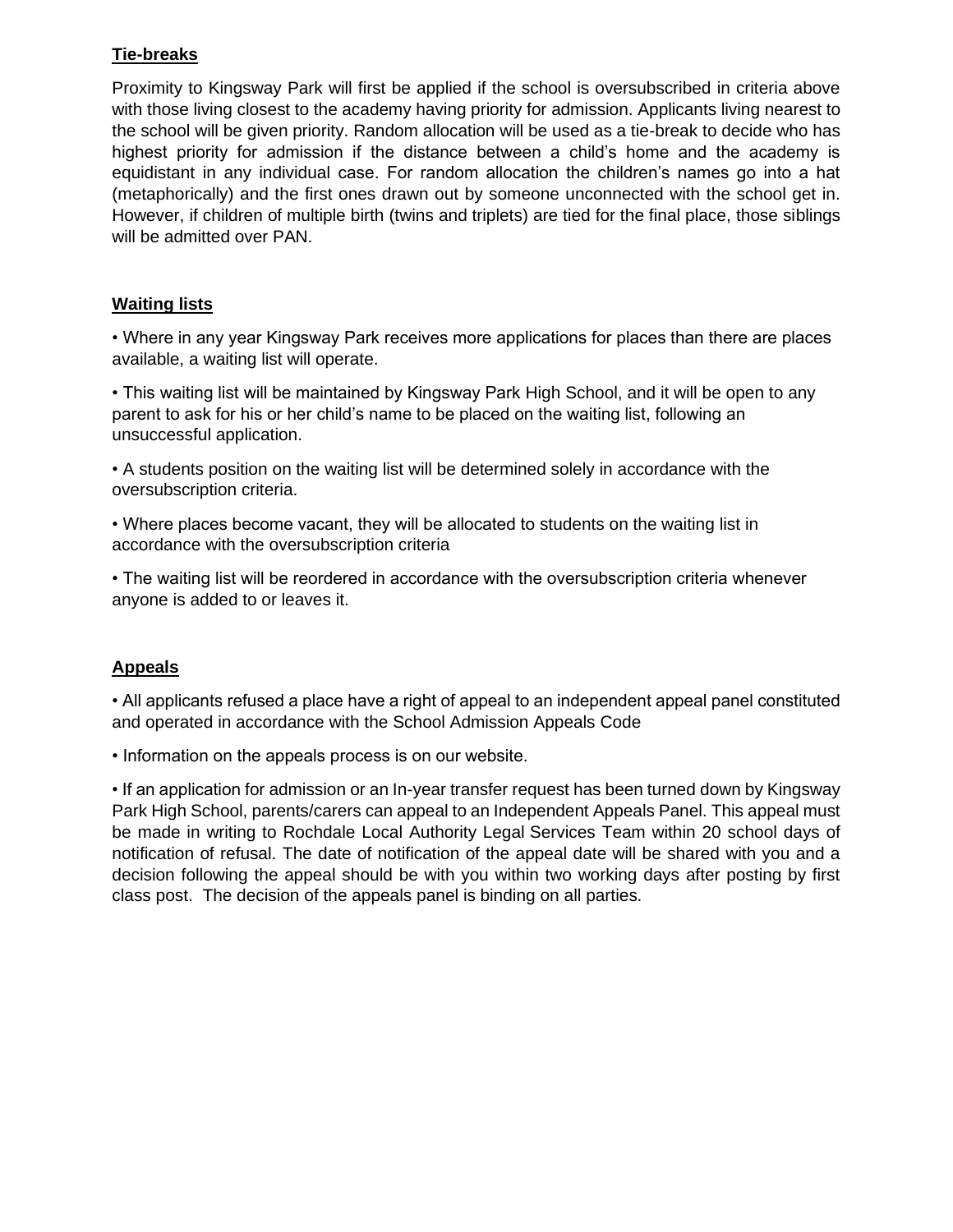**Tie-breaks**

Proximity to Kingsway Park will first be applied if the school is oversubscribed in criteria above with those living closest to the academy having priority for admission. Applicants living nearest to the school will be given priority. Random allocation will be used as a tie-break to decide who has highest priority for admission if the distance between a child's home and the academy is equidistant in any individual case. For random allocation the children's names go into a hat (metaphorically) and the first ones drawn out by someone unconnected with the school get in. However, if children of multiple birth (twins and triplets) are tied for the final place, those siblings will be admitted over PAN.

**Waiting lists**

- Where in any year Kingsway Park receives more applications for places than there are places available, a waiting list will operate.
- This waiting list will be maintained by Kingsway Park High School, and it will be open to any parent to ask for his or her child's name to be placed on the waiting list, following an unsuccessful application.
- A students position on the waiting list will be determined solely in accordance with the oversubscription criteria.
- Where places become vacant, they will be allocated to students on the waiting list in accordance with the oversubscription criteria
- The waiting list will be reordered in accordance with the oversubscription criteria whenever anyone is added to or leaves it.

**Appeals**

- All applicants refused a place have a right of appeal to an independent appeal panel constituted and operated in accordance with the School Admission Appeals Code
- Information on the appeals process is on our website.
- If an application for admission or an In-year transfer request has been turned down by Kingsway Park High School, parents/carers can appeal to an Independent Appeals Panel. This appeal must be made in writing to Rochdale Local Authority Legal Services Team within 20 school days of notification of refusal. The date of notification of the appeal date will be shared with you and a decision following the appeal should be with you within two working days after posting by first class post. The decision of the appeals panel is binding on all parties.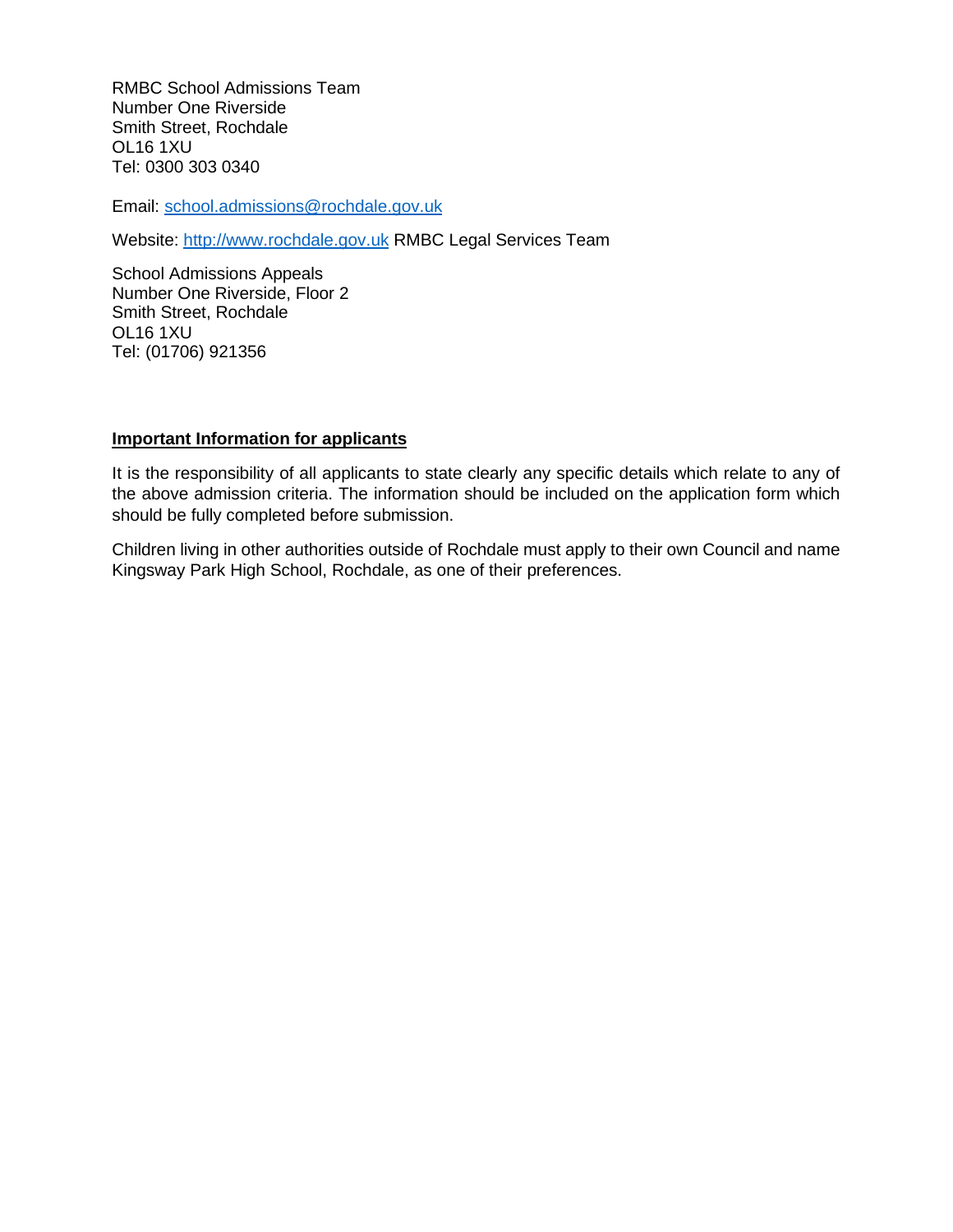RMBC School Admissions Team
Number One Riverside
Smith Street, Rochdale
OL16 1XU
Tel: 0300 303 0340

Email: school.admissions@rochdale.gov.uk

Website: http://www.rochdale.gov.uk RMBC Legal Services Team

School Admissions Appeals
Number One Riverside, Floor 2
Smith Street, Rochdale
OL16 1XU
Tel: (01706) 921356

**Important Information for applicants**

It is the responsibility of all applicants to state clearly any specific details which relate to any of the above admission criteria. The information should be included on the application form which should be fully completed before submission.

Children living in other authorities outside of Rochdale must apply to their own Council and name Kingsway Park High School, Rochdale, as one of their preferences.